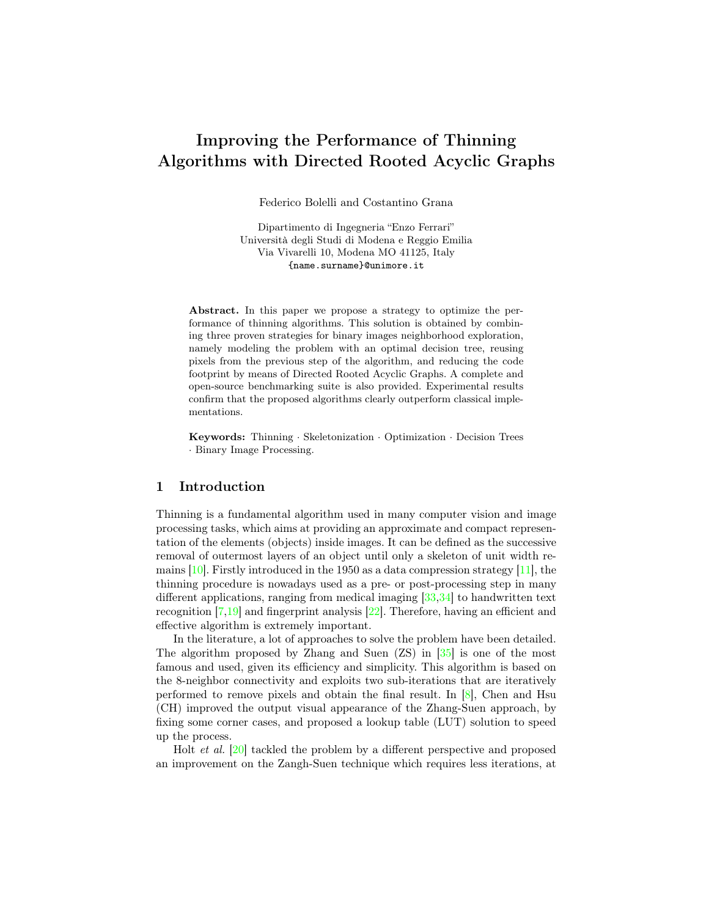# Improving the Performance of Thinning Algorithms with Directed Rooted Acyclic Graphs

Federico Bolelli and Costantino Grana

Dipartimento di Ingegneria "Enzo Ferrari"
Università degli Studi di Modena e Reggio Emilia
Via Vivarelli 10, Modena MO 41125, Italy
{name.surname}@unimore.it

**Abstract.** In this paper we propose a strategy to optimize the performance of thinning algorithms. This solution is obtained by combining three proven strategies for binary images neighborhood exploration, namely modeling the problem with an optimal decision tree, reusing pixels from the previous step of the algorithm, and reducing the code footprint by means of Directed Rooted Acyclic Graphs. A complete and open-source benchmarking suite is also provided. Experimental results confirm that the proposed algorithms clearly outperform classical implementations.

**Keywords:** Thinning · Skeletonization · Optimization · Decision Trees · Binary Image Processing.

## 1 Introduction

Thinning is a fundamental algorithm used in many computer vision and image processing tasks, which aims at providing an approximate and compact representation of the elements (objects) inside images. It can be defined as the successive removal of outermost layers of an object until only a skeleton of unit width remains [10]. Firstly introduced in the 1950 as a data compression strategy [11], the thinning procedure is nowadays used as a pre- or post-processing step in many different applications, ranging from medical imaging [33,34] to handwritten text recognition [7,19] and fingerprint analysis [22]. Therefore, having an efficient and effective algorithm is extremely important.

In the literature, a lot of approaches to solve the problem have been detailed. The algorithm proposed by Zhang and Suen (ZS) in [35] is one of the most famous and used, given its efficiency and simplicity. This algorithm is based on the 8-neighbor connectivity and exploits two sub-iterations that are iteratively performed to remove pixels and obtain the final result. In [8], Chen and Hsu (CH) improved the output visual appearance of the Zhang-Suen approach, by fixing some corner cases, and proposed a lookup table (LUT) solution to speed up the process.

Holt *et al.* [20] tackled the problem by a different perspective and proposed an improvement on the Zangh-Suen technique which requires less iterations, at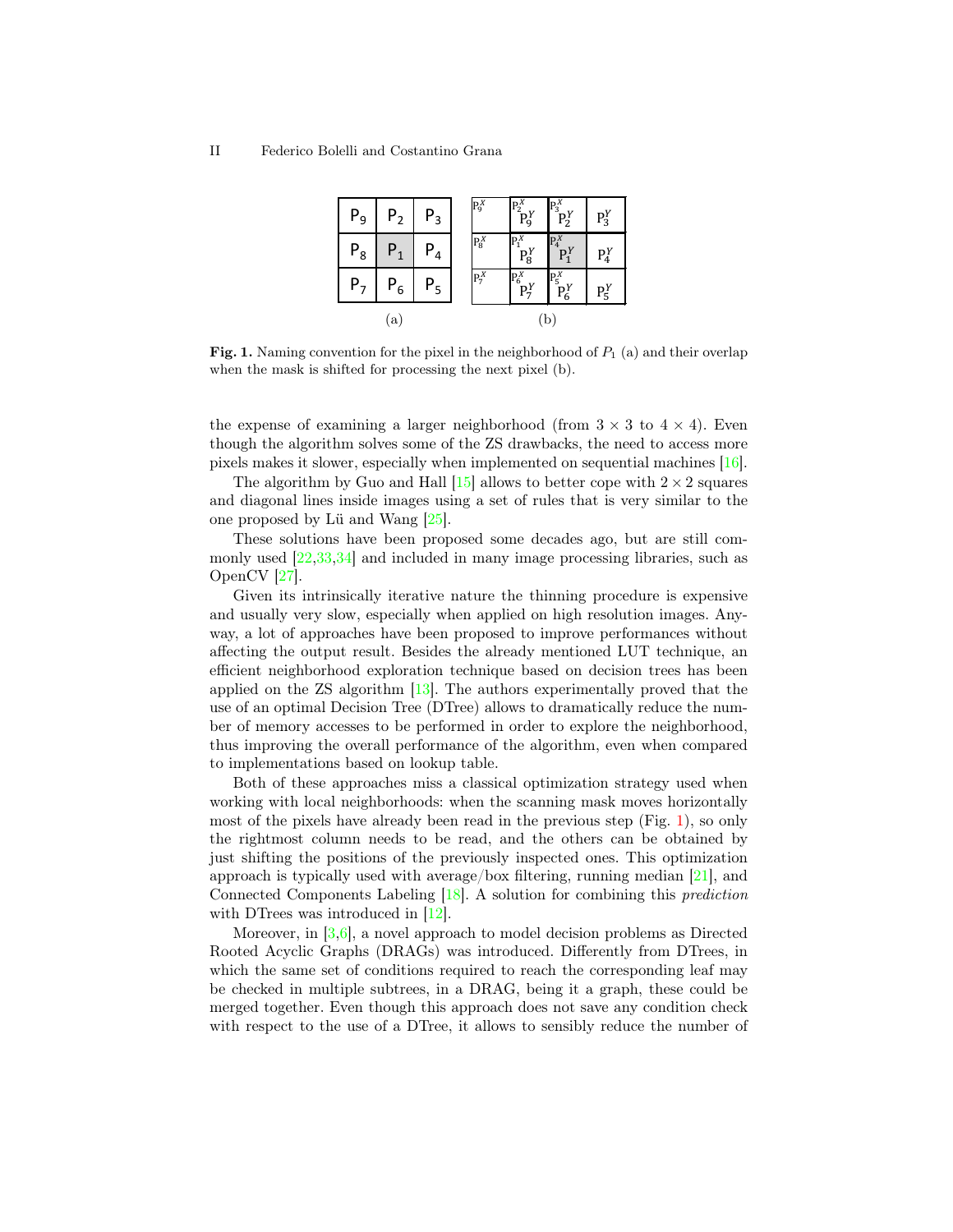| $P_9$ | $P_2$ | $P_3$ |
|---|---|---|
| $P_8$ | $P_1$ | $P_4$ |
| $P_7$ | $P_6$ | $P_5$ |

(a)

| | | | |
|---|---|---|---|
| $P_9^X$ | $P_2^X$ $P_9^Y$ | $P_3^X$ $P_2^Y$ | $P_3^Y$ |
| $P_8^X$ | $P_1^X$ $P_8^Y$ | $P_4^X$ $P_1^Y$ | $P_4^Y$ |
| $P_7^X$ | $P_6^X$ $P_7^Y$ | $P_5^X$ $P_6^Y$ | $P_5^Y$ |

(b)

**Fig. 1.** Naming convention for the pixel in the neighborhood of $P_1$ (a) and their overlap when the mask is shifted for processing the next pixel (b).

the expense of examining a larger neighborhood (from $3 \times 3$ to $4 \times 4$). Even though the algorithm solves some of the ZS drawbacks, the need to access more pixels makes it slower, especially when implemented on sequential machines [16].

The algorithm by Guo and Hall [15] allows to better cope with $2 \times 2$ squares and diagonal lines inside images using a set of rules that is very similar to the one proposed by Lü and Wang [25].

These solutions have been proposed some decades ago, but are still commonly used [22,33,34] and included in many image processing libraries, such as OpenCV [27].

Given its intrinsically iterative nature the thinning procedure is expensive and usually very slow, especially when applied on high resolution images. Anyway, a lot of approaches have been proposed to improve performances without affecting the output result. Besides the already mentioned LUT technique, an efficient neighborhood exploration technique based on decision trees has been applied on the ZS algorithm [13]. The authors experimentally proved that the use of an optimal Decision Tree (DTree) allows to dramatically reduce the number of memory accesses to be performed in order to explore the neighborhood, thus improving the overall performance of the algorithm, even when compared to implementations based on lookup table.

Both of these approaches miss a classical optimization strategy used when working with local neighborhoods: when the scanning mask moves horizontally most of the pixels have already been read in the previous step (Fig. 1), so only the rightmost column needs to be read, and the others can be obtained by just shifting the positions of the previously inspected ones. This optimization approach is typically used with average/box filtering, running median [21], and Connected Components Labeling [18]. A solution for combining this *prediction* with DTrees was introduced in [12].

Moreover, in [3,6], a novel approach to model decision problems as Directed Rooted Acyclic Graphs (DRAGs) was introduced. Differently from DTrees, in which the same set of conditions required to reach the corresponding leaf may be checked in multiple subtrees, in a DRAG, being it a graph, these could be merged together. Even though this approach does not save any condition check with respect to the use of a DTree, it allows to sensibly reduce the number of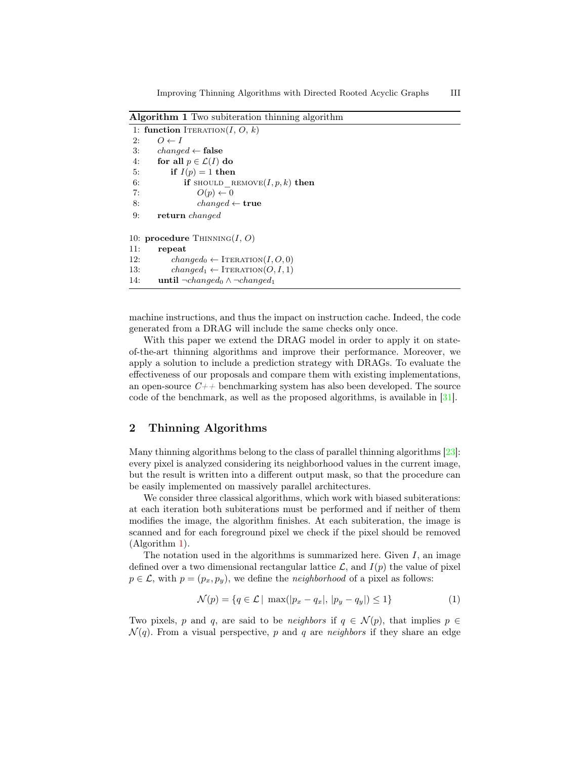**Algorithm 1** Two subiteration thinning algorithm

```
1: function ITERATION(I, O, k)
2:     O ← I
3:     changed ← false
4:     for all p ∈ L(I) do
5:         if I(p) = 1 then
6:             if SHOULD_REMOVE(I, p, k) then
7:                 O(p) ← 0
8:                 changed ← true
9:     return changed

10: procedure THINNING(I, O)
11:     repeat
12:         changed_0 ← ITERATION(I, O, 0)
13:         changed_1 ← ITERATION(O, I, 1)
14:     until ¬changed_0 ∧ ¬changed_1
```

machine instructions, and thus the impact on instruction cache. Indeed, the code generated from a DRAG will include the same checks only once.

With this paper we extend the DRAG model in order to apply it on state-of-the-art thinning algorithms and improve their performance. Moreover, we apply a solution to include a prediction strategy with DRAGs. To evaluate the effectiveness of our proposals and compare them with existing implementations, an open-source *C++* benchmarking system has also been developed. The source code of the benchmark, as well as the proposed algorithms, is available in [31].

## 2 Thinning Algorithms

Many thinning algorithms belong to the class of parallel thinning algorithms [23]: every pixel is analyzed considering its neighborhood values in the current image, but the result is written into a different output mask, so that the procedure can be easily implemented on massively parallel architectures.

We consider three classical algorithms, which work with biased subiterations: at each iteration both subiterations must be performed and if neither of them modifies the image, the algorithm finishes. At each subiteration, the image is scanned and for each foreground pixel we check if the pixel should be removed (Algorithm 1).

The notation used in the algorithms is summarized here. Given $I$, an image defined over a two dimensional rectangular lattice $\mathcal{L}$, and $I(p)$ the value of pixel $p \in \mathcal{L}$, with $p = (p_x, p_y)$, we define the *neighborhood* of a pixel as follows:

$$\mathcal{N}(p) = \{q \in \mathcal{L} \mid \max(|p_x - q_x|, |p_y - q_y|) \leq 1\} \tag{1}$$

Two pixels, $p$ and $q$, are said to be *neighbors* if $q \in \mathcal{N}(p)$, that implies $p \in \mathcal{N}(q)$. From a visual perspective, $p$ and $q$ are *neighbors* if they share an edge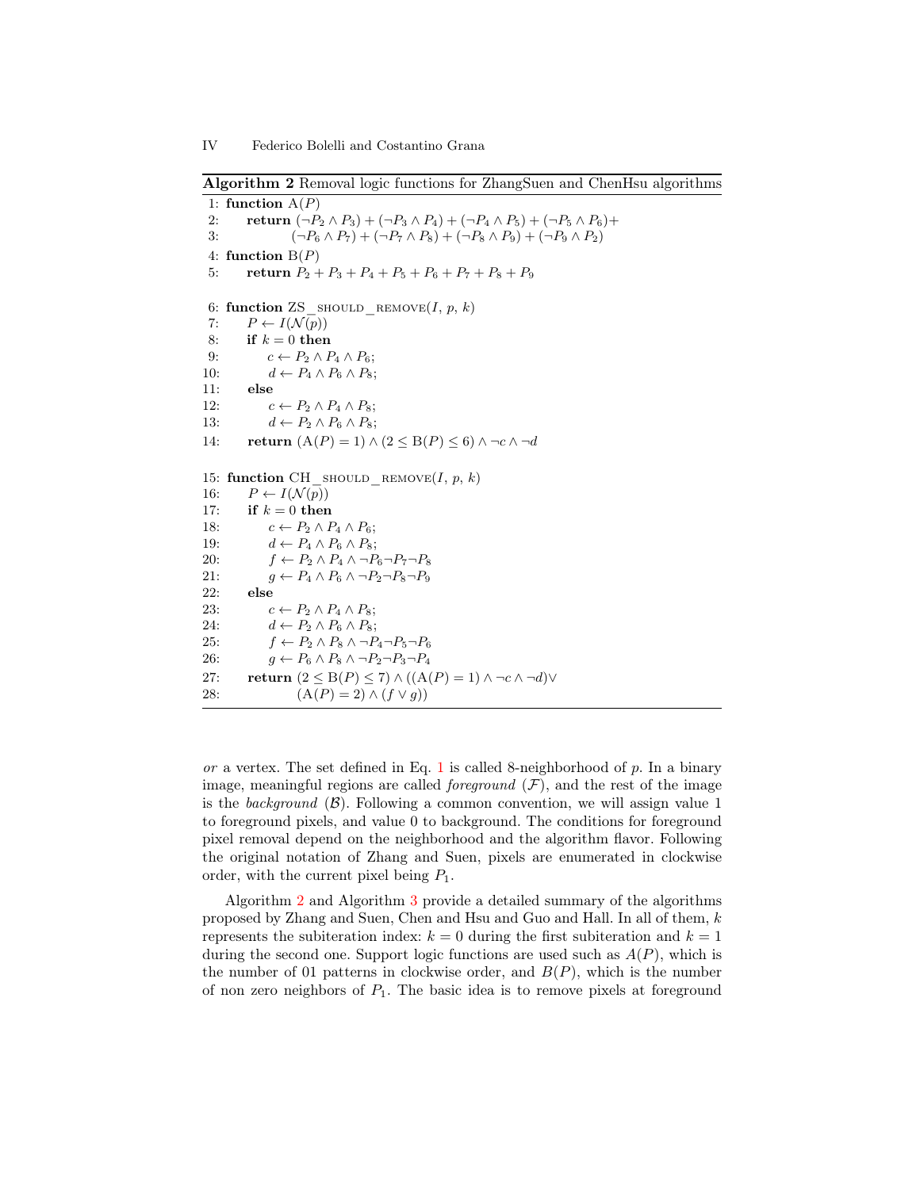**Algorithm 2** Removal logic functions for ZhangSuen and ChenHsu algorithms

```
 1: function A(P)
 2:     return (¬P2 ∧ P3) + (¬P3 ∧ P4) + (¬P4 ∧ P5) + (¬P5 ∧ P6)+
 3:            (¬P6 ∧ P7) + (¬P7 ∧ P8) + (¬P8 ∧ P9) + (¬P9 ∧ P2)
 4: function B(P)
 5:     return P2 + P3 + P4 + P5 + P6 + P7 + P8 + P9

 6: function ZS_SHOULD_REMOVE(I, p, k)
 7:     P ← I(N(p))
 8:     if k = 0 then
 9:         c ← P2 ∧ P4 ∧ P6;
10:         d ← P4 ∧ P6 ∧ P8;
11:     else
12:         c ← P2 ∧ P4 ∧ P8;
13:         d ← P2 ∧ P6 ∧ P8;
14:     return (A(P) = 1) ∧ (2 ≤ B(P) ≤ 6) ∧ ¬c ∧ ¬d

15: function CH_SHOULD_REMOVE(I, p, k)
16:     P ← I(N(p))
17:     if k = 0 then
18:         c ← P2 ∧ P4 ∧ P6;
19:         d ← P4 ∧ P6 ∧ P8;
20:         f ← P2 ∧ P4 ∧ ¬P6¬P7¬P8
21:         g ← P4 ∧ P6 ∧ ¬P2¬P8¬P9
22:     else
23:         c ← P2 ∧ P4 ∧ P8;
24:         d ← P2 ∧ P6 ∧ P8;
25:         f ← P2 ∧ P8 ∧ ¬P4¬P5¬P6
26:         g ← P6 ∧ P8 ∧ ¬P2¬P3¬P4
27:     return (2 ≤ B(P) ≤ 7) ∧ ((A(P) = 1) ∧ ¬c ∧ ¬d)∨
28:            (A(P) = 2) ∧ (f ∨ g))
```

*or* a vertex. The set defined in Eq. 1 is called 8-neighborhood of $p$. In a binary image, meaningful regions are called *foreground* ($\mathcal{F}$), and the rest of the image is the *background* ($\mathcal{B}$). Following a common convention, we will assign value 1 to foreground pixels, and value 0 to background. The conditions for foreground pixel removal depend on the neighborhood and the algorithm flavor. Following the original notation of Zhang and Suen, pixels are enumerated in clockwise order, with the current pixel being $P_1$.

Algorithm 2 and Algorithm 3 provide a detailed summary of the algorithms proposed by Zhang and Suen, Chen and Hsu and Guo and Hall. In all of them, $k$ represents the subiteration index: $k = 0$ during the first subiteration and $k = 1$ during the second one. Support logic functions are used such as $A(P)$, which is the number of 01 patterns in clockwise order, and $B(P)$, which is the number of non zero neighbors of $P_1$. The basic idea is to remove pixels at foreground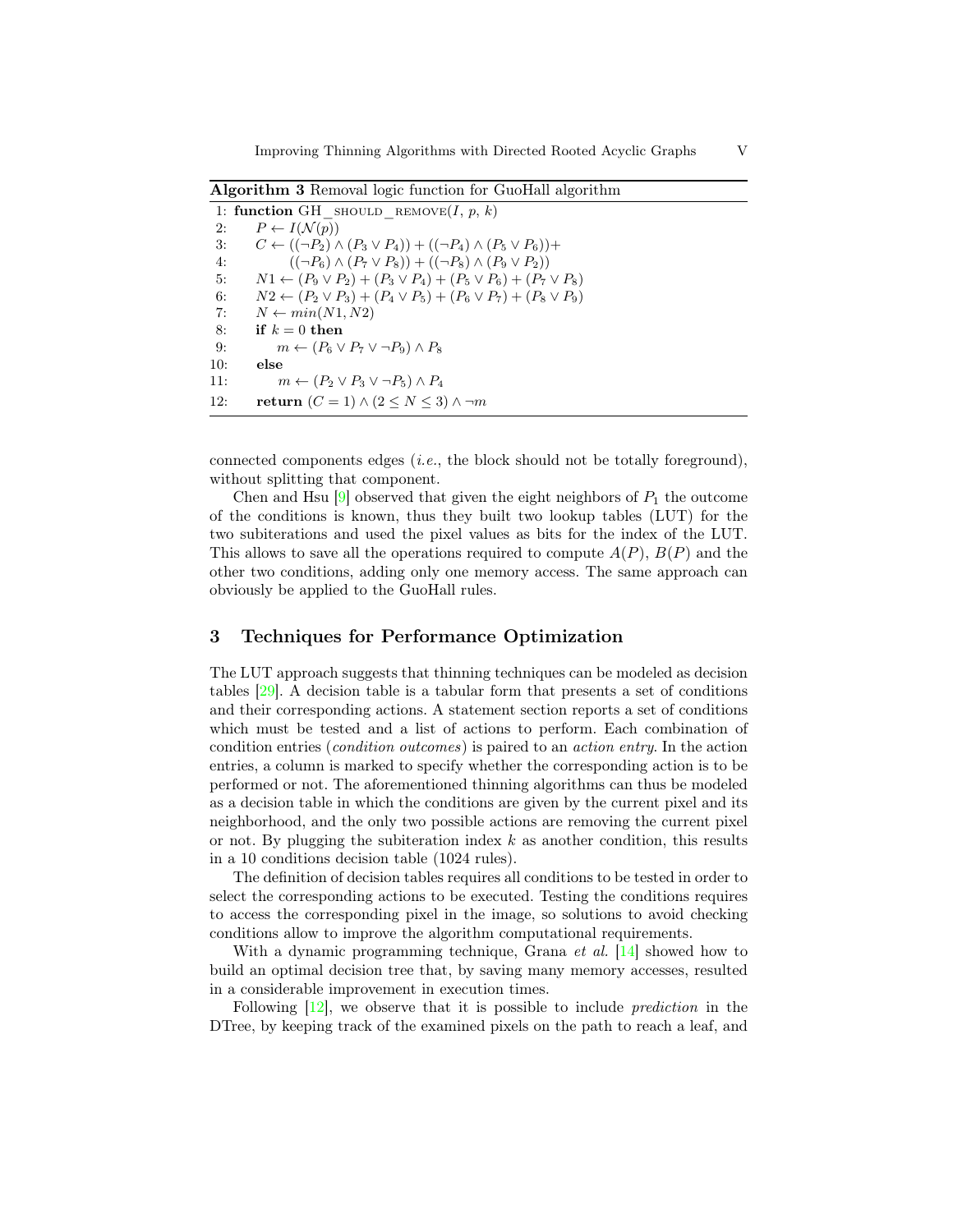**Algorithm 3** Removal logic function for GuoHall algorithm

```
1: function GH_SHOULD_REMOVE(I, p, k)
2:     P ← I(N(p))
3:     C ← ((¬P2) ∧ (P3 ∨ P4)) + ((¬P4) ∧ (P5 ∨ P6))+
4:         ((¬P6) ∧ (P7 ∨ P8)) + ((¬P8) ∧ (P9 ∨ P2))
5:     N1 ← (P9 ∨ P2) + (P3 ∨ P4) + (P5 ∨ P6) + (P7 ∨ P8)
6:     N2 ← (P2 ∨ P3) + (P4 ∨ P5) + (P6 ∨ P7) + (P8 ∨ P9)
7:     N ← min(N1, N2)
8:     if k = 0 then
9:         m ← (P6 ∨ P7 ∨ ¬P9) ∧ P8
10:    else
11:        m ← (P2 ∨ P3 ∨ ¬P5) ∧ P4
12:    return (C = 1) ∧ (2 ≤ N ≤ 3) ∧ ¬m
```

connected components edges (*i.e.*, the block should not be totally foreground), without splitting that component.

Chen and Hsu [9] observed that given the eight neighbors of $P_1$ the outcome of the conditions is known, thus they built two lookup tables (LUT) for the two subiterations and used the pixel values as bits for the index of the LUT. This allows to save all the operations required to compute $A(P)$, $B(P)$ and the other two conditions, adding only one memory access. The same approach can obviously be applied to the GuoHall rules.

## 3 Techniques for Performance Optimization

The LUT approach suggests that thinning techniques can be modeled as decision tables [29]. A decision table is a tabular form that presents a set of conditions and their corresponding actions. A statement section reports a set of conditions which must be tested and a list of actions to perform. Each combination of condition entries (*condition outcomes*) is paired to an *action entry*. In the action entries, a column is marked to specify whether the corresponding action is to be performed or not. The aforementioned thinning algorithms can thus be modeled as a decision table in which the conditions are given by the current pixel and its neighborhood, and the only two possible actions are removing the current pixel or not. By plugging the subiteration index $k$ as another condition, this results in a 10 conditions decision table (1024 rules).

The definition of decision tables requires all conditions to be tested in order to select the corresponding actions to be executed. Testing the conditions requires to access the corresponding pixel in the image, so solutions to avoid checking conditions allow to improve the algorithm computational requirements.

With a dynamic programming technique, Grana *et al.* [14] showed how to build an optimal decision tree that, by saving many memory accesses, resulted in a considerable improvement in execution times.

Following [12], we observe that it is possible to include *prediction* in the DTree, by keeping track of the examined pixels on the path to reach a leaf, and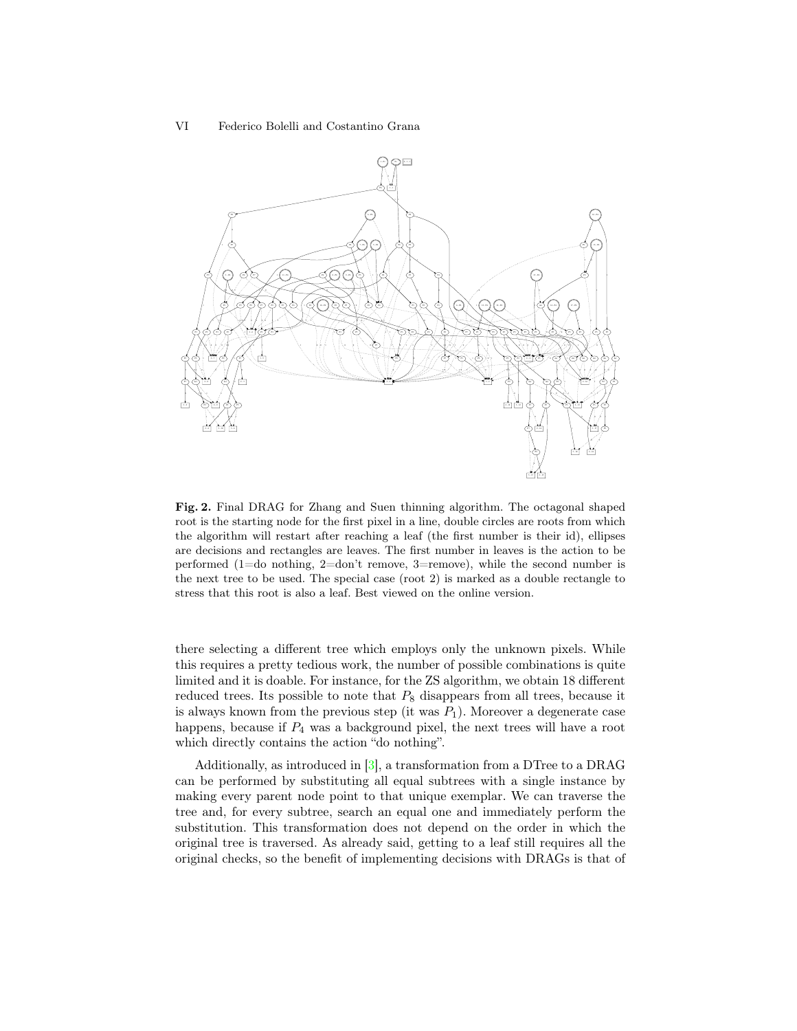**Fig. 2.** Final DRAG for Zhang and Suen thinning algorithm. The octagonal shaped root is the starting node for the first pixel in a line, double circles are roots from which the algorithm will restart after reaching a leaf (the first number is their id), ellipses are decisions and rectangles are leaves. The first number in leaves is the action to be performed (1=do nothing, 2=don't remove, 3=remove), while the second number is the next tree to be used. The special case (root 2) is marked as a double rectangle to stress that this root is also a leaf. Best viewed on the online version.

there selecting a different tree which employs only the unknown pixels. While this requires a pretty tedious work, the number of possible combinations is quite limited and it is doable. For instance, for the ZS algorithm, we obtain 18 different reduced trees. Its possible to note that $P_8$ disappears from all trees, because it is always known from the previous step (it was $P_1$). Moreover a degenerate case happens, because if $P_4$ was a background pixel, the next trees will have a root which directly contains the action "do nothing".

Additionally, as introduced in [3], a transformation from a DTree to a DRAG can be performed by substituting all equal subtrees with a single instance by making every parent node point to that unique exemplar. We can traverse the tree and, for every subtree, search an equal one and immediately perform the substitution. This transformation does not depend on the order in which the original tree is traversed. As already said, getting to a leaf still requires all the original checks, so the benefit of implementing decisions with DRAGs is that of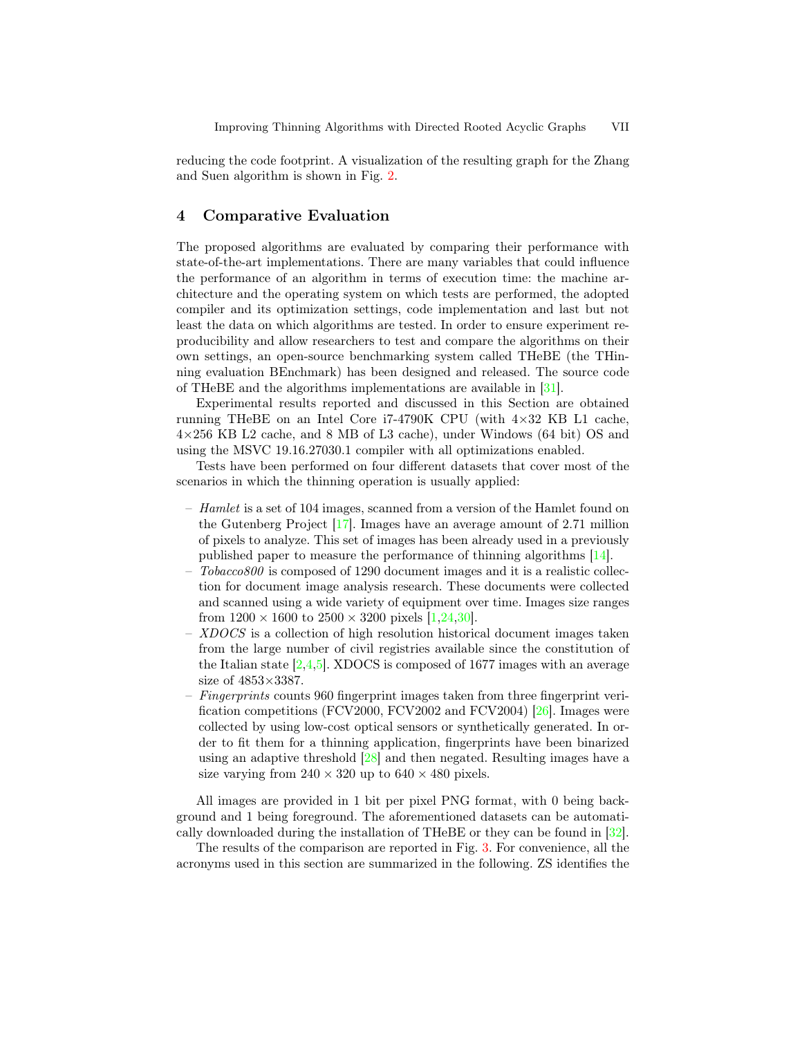reducing the code footprint. A visualization of the resulting graph for the Zhang and Suen algorithm is shown in Fig. 2.

## 4 Comparative Evaluation

The proposed algorithms are evaluated by comparing their performance with state-of-the-art implementations. There are many variables that could influence the performance of an algorithm in terms of execution time: the machine architecture and the operating system on which tests are performed, the adopted compiler and its optimization settings, code implementation and last but not least the data on which algorithms are tested. In order to ensure experiment reproducibility and allow researchers to test and compare the algorithms on their own settings, an open-source benchmarking system called THeBE (the THinning evaluation BEnchmark) has been designed and released. The source code of THeBE and the algorithms implementations are available in [31].

Experimental results reported and discussed in this Section are obtained running THeBE on an Intel Core i7-4790K CPU (with $4\times32$ KB L1 cache, $4\times256$ KB L2 cache, and 8 MB of L3 cache), under Windows (64 bit) OS and using the MSVC 19.16.27030.1 compiler with all optimizations enabled.

Tests have been performed on four different datasets that cover most of the scenarios in which the thinning operation is usually applied:

- *Hamlet* is a set of 104 images, scanned from a version of the Hamlet found on the Gutenberg Project [17]. Images have an average amount of 2.71 million of pixels to analyze. This set of images has been already used in a previously published paper to measure the performance of thinning algorithms [14].
- *Tobacco800* is composed of 1290 document images and it is a realistic collection for document image analysis research. These documents were collected and scanned using a wide variety of equipment over time. Images size ranges from $1200 \times 1600$ to $2500 \times 3200$ pixels [1,24,30].
- *XDOCS* is a collection of high resolution historical document images taken from the large number of civil registries available since the constitution of the Italian state [2,4,5]. XDOCS is composed of 1677 images with an average size of $4853\times3387$.
- *Fingerprints* counts 960 fingerprint images taken from three fingerprint verification competitions (FCV2000, FCV2002 and FCV2004) [26]. Images were collected by using low-cost optical sensors or synthetically generated. In order to fit them for a thinning application, fingerprints have been binarized using an adaptive threshold [28] and then negated. Resulting images have a size varying from $240 \times 320$ up to $640 \times 480$ pixels.

All images are provided in 1 bit per pixel PNG format, with 0 being background and 1 being foreground. The aforementioned datasets can be automatically downloaded during the installation of THeBE or they can be found in [32].

The results of the comparison are reported in Fig. 3. For convenience, all the acronyms used in this section are summarized in the following. ZS identifies the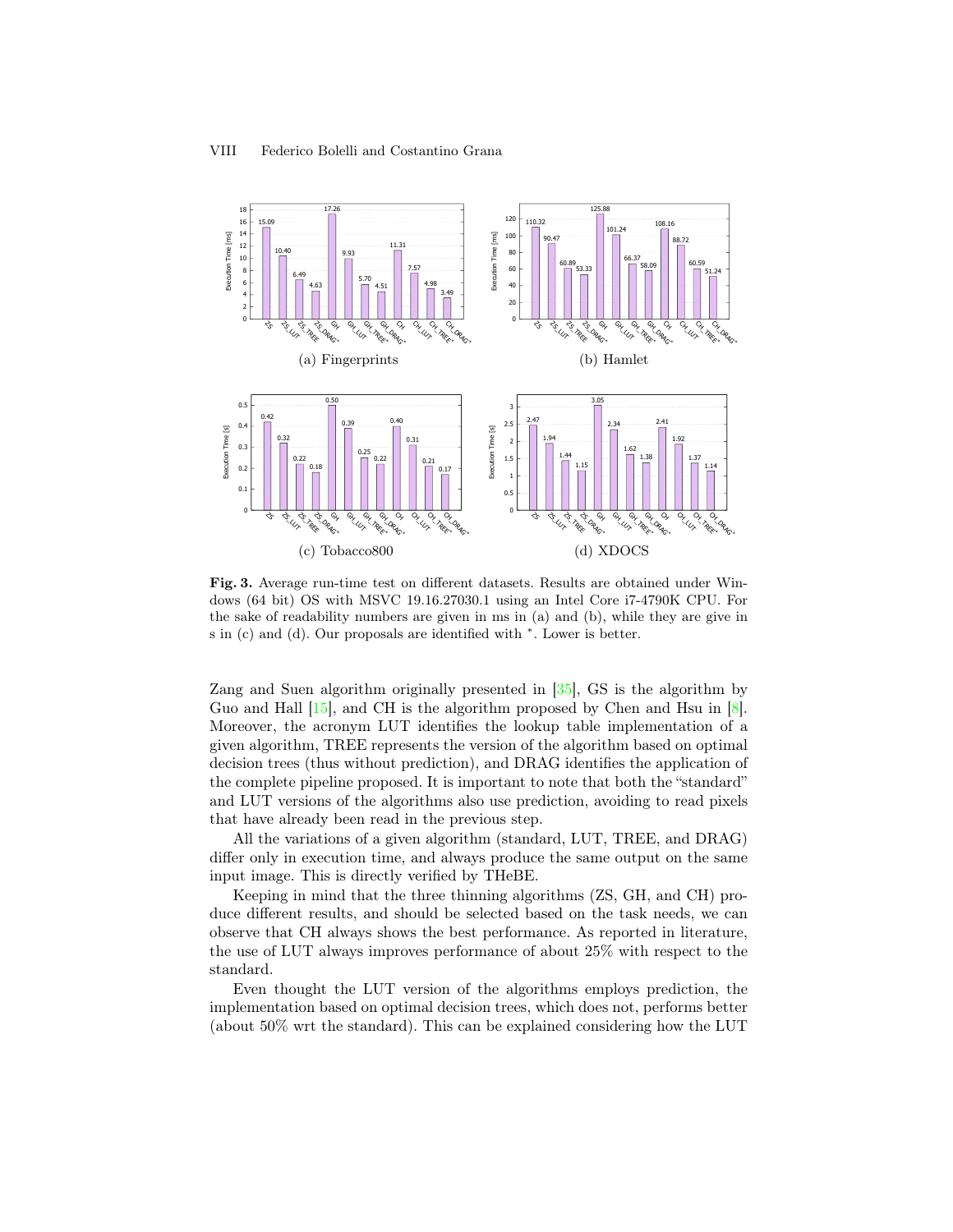**Fig. 3.** Average run-time test on different datasets. Results are obtained under Windows (64 bit) OS with MSVC 19.16.27030.1 using an Intel Core i7-4790K CPU. For the sake of readability numbers are given in ms in (a) and (b), while they are give in s in (c) and (d). Our proposals are identified with $^*$. Lower is better.

Zang and Suen algorithm originally presented in [35], GS is the algorithm by Guo and Hall [15], and CH is the algorithm proposed by Chen and Hsu in [8]. Moreover, the acronym LUT identifies the lookup table implementation of a given algorithm, TREE represents the version of the algorithm based on optimal decision trees (thus without prediction), and DRAG identifies the application of the complete pipeline proposed. It is important to note that both the "standard" and LUT versions of the algorithms also use prediction, avoiding to read pixels that have already been read in the previous step.

All the variations of a given algorithm (standard, LUT, TREE, and DRAG) differ only in execution time, and always produce the same output on the same input image. This is directly verified by THeBE.

Keeping in mind that the three thinning algorithms (ZS, GH, and CH) produce different results, and should be selected based on the task needs, we can observe that CH always shows the best performance. As reported in literature, the use of LUT always improves performance of about 25% with respect to the standard.

Even thought the LUT version of the algorithms employs prediction, the implementation based on optimal decision trees, which does not, performs better (about 50% wrt the standard). This can be explained considering how the LUT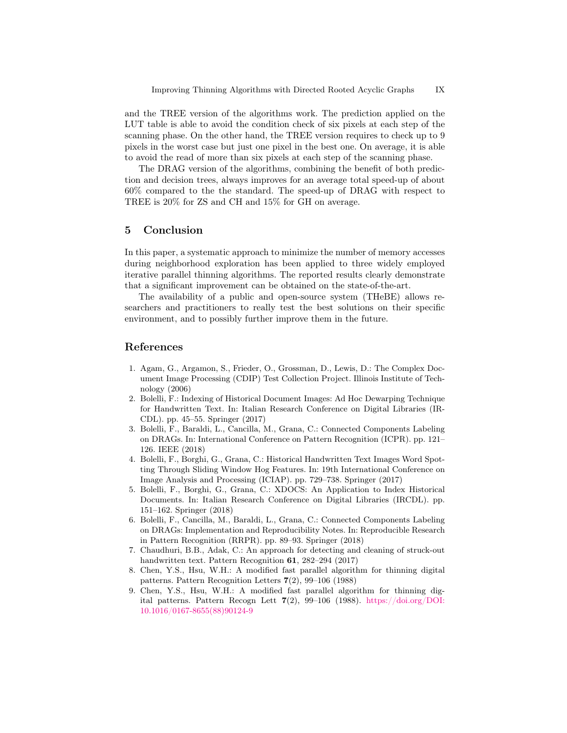and the TREE version of the algorithms work. The prediction applied on the LUT table is able to avoid the condition check of six pixels at each step of the scanning phase. On the other hand, the TREE version requires to check up to 9 pixels in the worst case but just one pixel in the best one. On average, it is able to avoid the read of more than six pixels at each step of the scanning phase.

The DRAG version of the algorithms, combining the benefit of both prediction and decision trees, always improves for an average total speed-up of about 60% compared to the the standard. The speed-up of DRAG with respect to TREE is 20% for ZS and CH and 15% for GH on average.

## 5 Conclusion

In this paper, a systematic approach to minimize the number of memory accesses during neighborhood exploration has been applied to three widely employed iterative parallel thinning algorithms. The reported results clearly demonstrate that a significant improvement can be obtained on the state-of-the-art.

The availability of a public and open-source system (THeBE) allows researchers and practitioners to really test the best solutions on their specific environment, and to possibly further improve them in the future.

## References

1. Agam, G., Argamon, S., Frieder, O., Grossman, D., Lewis, D.: The Complex Document Image Processing (CDIP) Test Collection Project. Illinois Institute of Technology (2006)
2. Bolelli, F.: Indexing of Historical Document Images: Ad Hoc Dewarping Technique for Handwritten Text. In: Italian Research Conference on Digital Libraries (IRCDL). pp. 45–55. Springer (2017)
3. Bolelli, F., Baraldi, L., Cancilla, M., Grana, C.: Connected Components Labeling on DRAGs. In: International Conference on Pattern Recognition (ICPR). pp. 121–126. IEEE (2018)
4. Bolelli, F., Borghi, G., Grana, C.: Historical Handwritten Text Images Word Spotting Through Sliding Window Hog Features. In: 19th International Conference on Image Analysis and Processing (ICIAP). pp. 729–738. Springer (2017)
5. Bolelli, F., Borghi, G., Grana, C.: XDOCS: An Application to Index Historical Documents. In: Italian Research Conference on Digital Libraries (IRCDL). pp. 151–162. Springer (2018)
6. Bolelli, F., Cancilla, M., Baraldi, L., Grana, C.: Connected Components Labeling on DRAGs: Implementation and Reproducibility Notes. In: Reproducible Research in Pattern Recognition (RRPR). pp. 89–93. Springer (2018)
7. Chaudhuri, B.B., Adak, C.: An approach for detecting and cleaning of struck-out handwritten text. Pattern Recognition **61**, 282–294 (2017)
8. Chen, Y.S., Hsu, W.H.: A modified fast parallel algorithm for thinning digital patterns. Pattern Recognition Letters **7**(2), 99–106 (1988)
9. Chen, Y.S., Hsu, W.H.: A modified fast parallel algorithm for thinning digital patterns. Pattern Recogn Lett **7**(2), 99–106 (1988). https://doi.org/DOI:10.1016/0167-8655(88)90124-9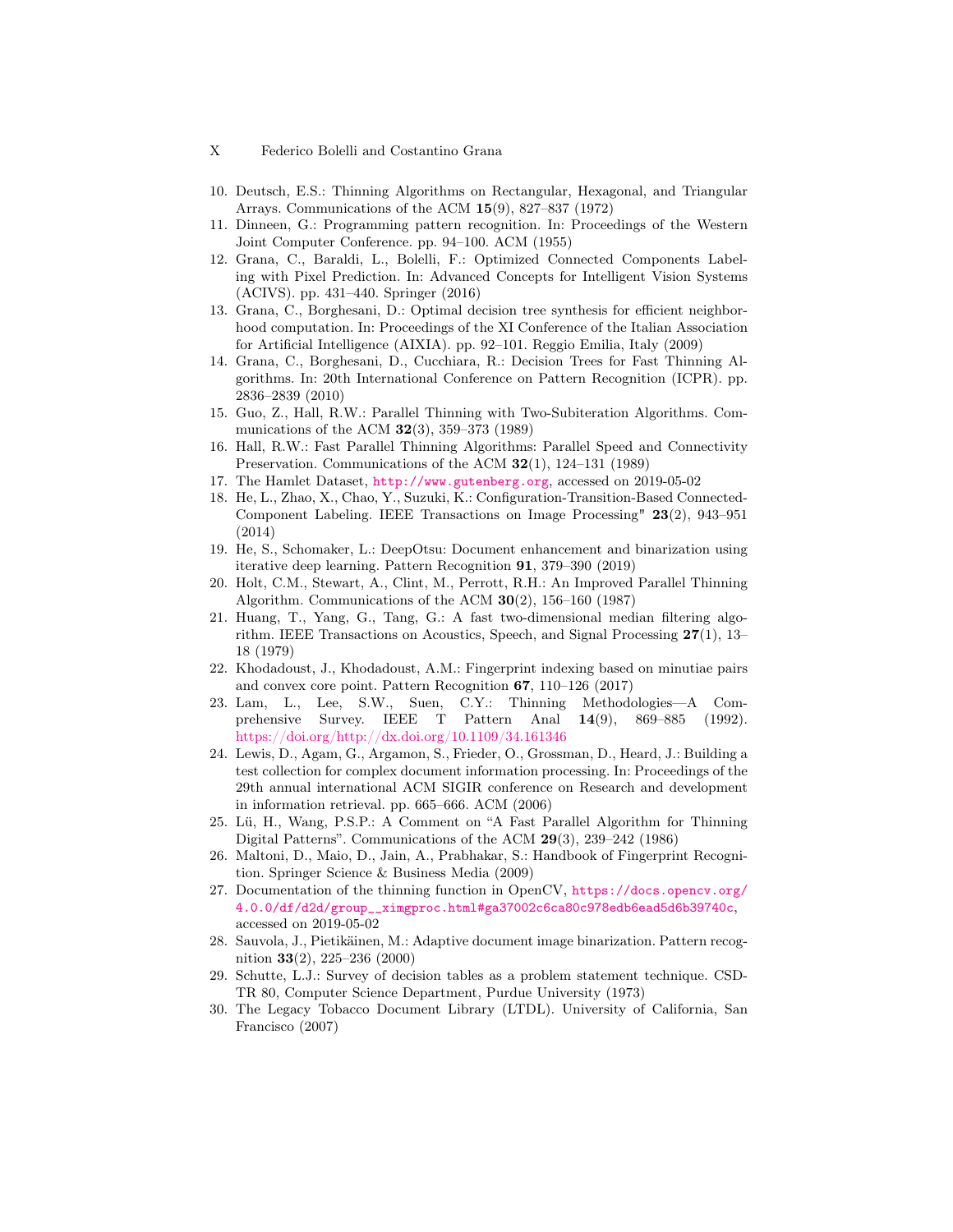10. Deutsch, E.S.: Thinning Algorithms on Rectangular, Hexagonal, and Triangular Arrays. Communications of the ACM **15**(9), 827–837 (1972)
11. Dinneen, G.: Programming pattern recognition. In: Proceedings of the Western Joint Computer Conference. pp. 94–100. ACM (1955)
12. Grana, C., Baraldi, L., Bolelli, F.: Optimized Connected Components Labeling with Pixel Prediction. In: Advanced Concepts for Intelligent Vision Systems (ACIVS). pp. 431–440. Springer (2016)
13. Grana, C., Borghesani, D.: Optimal decision tree synthesis for efficient neighborhood computation. In: Proceedings of the XI Conference of the Italian Association for Artificial Intelligence (AIXIA). pp. 92–101. Reggio Emilia, Italy (2009)
14. Grana, C., Borghesani, D., Cucchiara, R.: Decision Trees for Fast Thinning Algorithms. In: 20th International Conference on Pattern Recognition (ICPR). pp. 2836–2839 (2010)
15. Guo, Z., Hall, R.W.: Parallel Thinning with Two-Subiteration Algorithms. Communications of the ACM **32**(3), 359–373 (1989)
16. Hall, R.W.: Fast Parallel Thinning Algorithms: Parallel Speed and Connectivity Preservation. Communications of the ACM **32**(1), 124–131 (1989)
17. The Hamlet Dataset, http://www.gutenberg.org, accessed on 2019-05-02
18. He, L., Zhao, X., Chao, Y., Suzuki, K.: Configuration-Transition-Based Connected-Component Labeling. IEEE Transactions on Image Processing" **23**(2), 943–951 (2014)
19. He, S., Schomaker, L.: DeepOtsu: Document enhancement and binarization using iterative deep learning. Pattern Recognition **91**, 379–390 (2019)
20. Holt, C.M., Stewart, A., Clint, M., Perrott, R.H.: An Improved Parallel Thinning Algorithm. Communications of the ACM **30**(2), 156–160 (1987)
21. Huang, T., Yang, G., Tang, G.: A fast two-dimensional median filtering algorithm. IEEE Transactions on Acoustics, Speech, and Signal Processing **27**(1), 13–18 (1979)
22. Khodadoust, J., Khodadoust, A.M.: Fingerprint indexing based on minutiae pairs and convex core point. Pattern Recognition **67**, 110–126 (2017)
23. Lam, L., Lee, S.W., Suen, C.Y.: Thinning Methodologies—A Comprehensive Survey. IEEE T Pattern Anal **14**(9), 869–885 (1992). https://doi.org/http://dx.doi.org/10.1109/34.161346
24. Lewis, D., Agam, G., Argamon, S., Frieder, O., Grossman, D., Heard, J.: Building a test collection for complex document information processing. In: Proceedings of the 29th annual international ACM SIGIR conference on Research and development in information retrieval. pp. 665–666. ACM (2006)
25. Lü, H., Wang, P.S.P.: A Comment on "A Fast Parallel Algorithm for Thinning Digital Patterns". Communications of the ACM **29**(3), 239–242 (1986)
26. Maltoni, D., Maio, D., Jain, A., Prabhakar, S.: Handbook of Fingerprint Recognition. Springer Science & Business Media (2009)
27. Documentation of the thinning function in OpenCV, https://docs.opencv.org/4.0.0/df/d2d/group__ximgproc.html#ga37002c6ca80c978edb6ead5d6b39740c, accessed on 2019-05-02
28. Sauvola, J., Pietikäinen, M.: Adaptive document image binarization. Pattern recognition **33**(2), 225–236 (2000)
29. Schutte, L.J.: Survey of decision tables as a problem statement technique. CSD-TR 80, Computer Science Department, Purdue University (1973)
30. The Legacy Tobacco Document Library (LTDL). University of California, San Francisco (2007)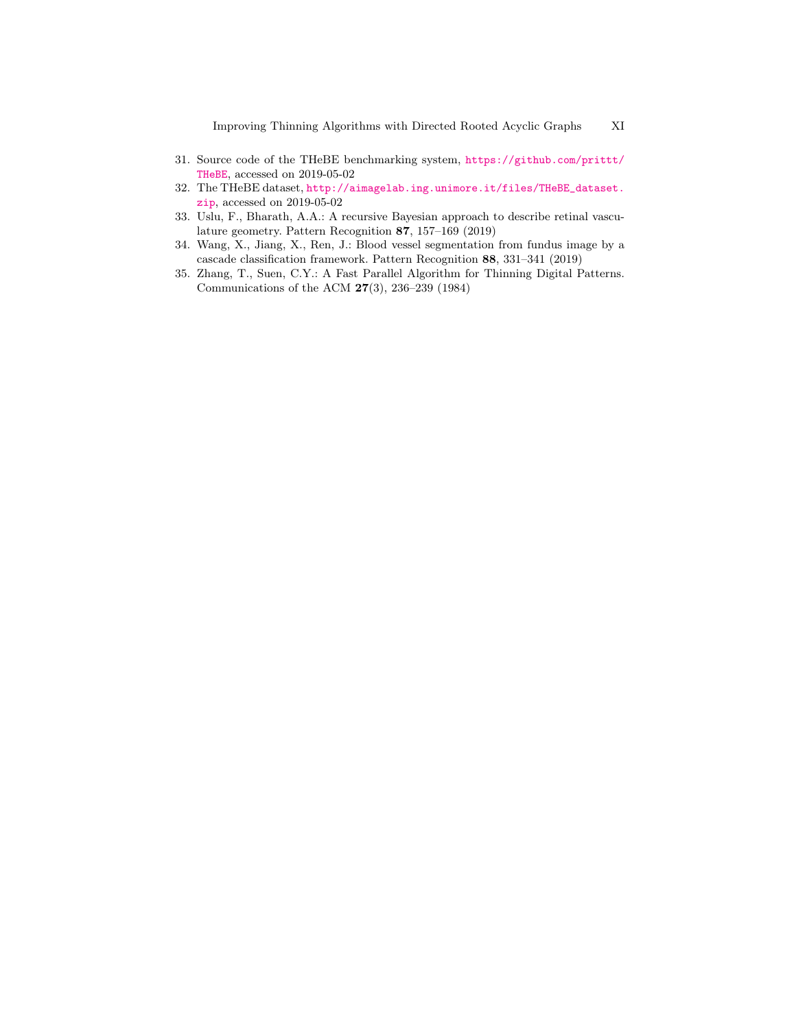31. Source code of the THeBE benchmarking system, https://github.com/prittt/THeBE, accessed on 2019-05-02
32. The THeBE dataset, http://aimagelab.ing.unimore.it/files/THeBE_dataset.zip, accessed on 2019-05-02
33. Uslu, F., Bharath, A.A.: A recursive Bayesian approach to describe retinal vasculature geometry. Pattern Recognition **87**, 157–169 (2019)
34. Wang, X., Jiang, X., Ren, J.: Blood vessel segmentation from fundus image by a cascade classification framework. Pattern Recognition **88**, 331–341 (2019)
35. Zhang, T., Suen, C.Y.: A Fast Parallel Algorithm for Thinning Digital Patterns. Communications of the ACM **27**(3), 236–239 (1984)